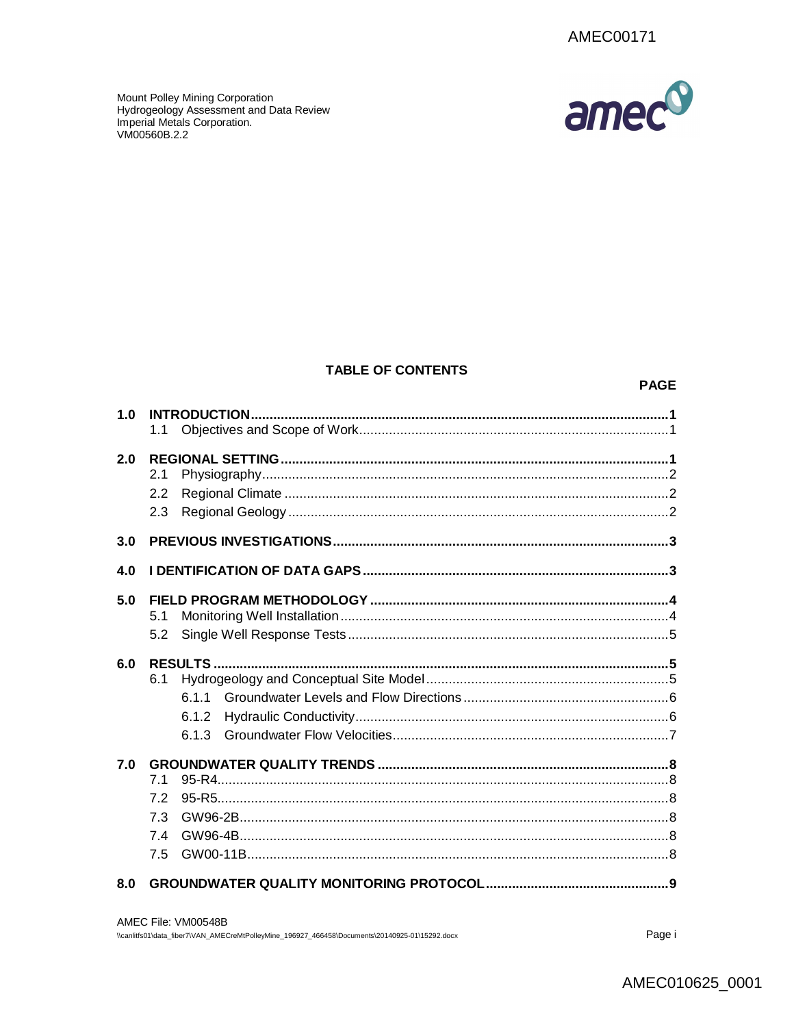Mount Polley Mining Corporation
Hydrogeology Assessment and Data Review
Imperial Metals Corporation.
VM00560B.2.2

## TABLE OF CONTENTS

| | | PAGE |
|---|---|---|
| **1.0** | **INTRODUCTION** | **1** |
| | 1.1 Objectives and Scope of Work | 1 |
| **2.0** | **REGIONAL SETTING** | **1** |
| | 2.1 Physiography | 2 |
| | 2.2 Regional Climate | 2 |
| | 2.3 Regional Geology | 2 |
| **3.0** | **PREVIOUS INVESTIGATIONS** | **3** |
| **4.0** | **I DENTIFICATION OF DATA GAPS** | **3** |
| **5.0** | **FIELD PROGRAM METHODOLOGY** | **4** |
| | 5.1 Monitoring Well Installation | 4 |
| | 5.2 Single Well Response Tests | 5 |
| **6.0** | **RESULTS** | **5** |
| | 6.1 Hydrogeology and Conceptual Site Model | 5 |
| | 6.1.1 Groundwater Levels and Flow Directions | 6 |
| | 6.1.2 Hydraulic Conductivity | 6 |
| | 6.1.3 Groundwater Flow Velocities | 7 |
| **7.0** | **GROUNDWATER QUALITY TRENDS** | **8** |
| | 7.1 95-R4 | 8 |
| | 7.2 95-R5 | 8 |
| | 7.3 GW96-2B | 8 |
| | 7.4 GW96-4B | 8 |
| | 7.5 GW00-11B | 8 |
| **8.0** | **GROUNDWATER QUALITY MONITORING PROTOCOL** | **9** |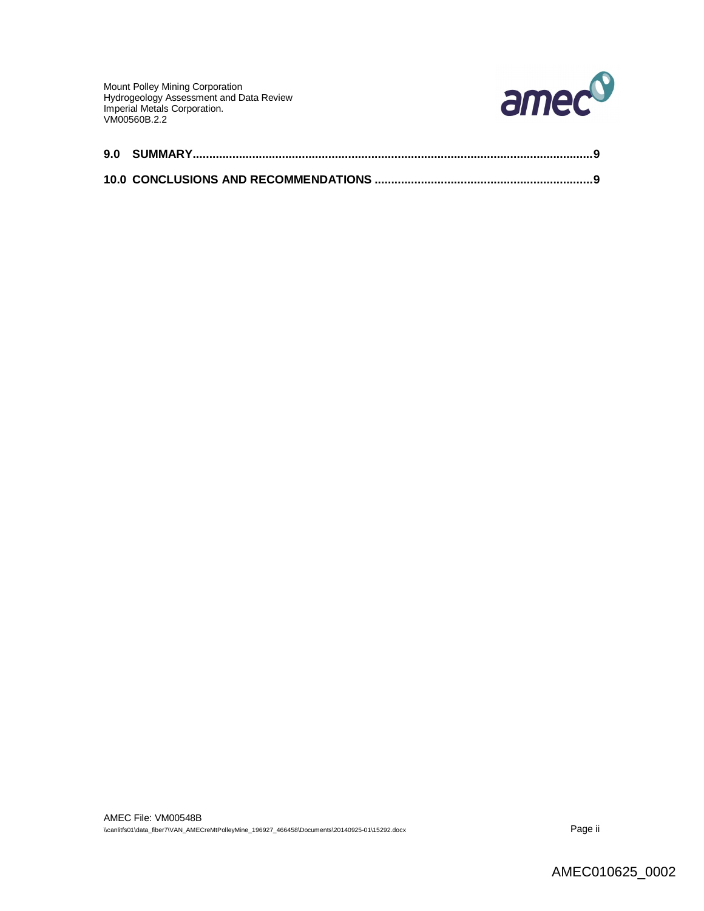**9.0 SUMMARY..........................................................................................................................9**

**10.0 CONCLUSIONS AND RECOMMENDATIONS .................................................................9**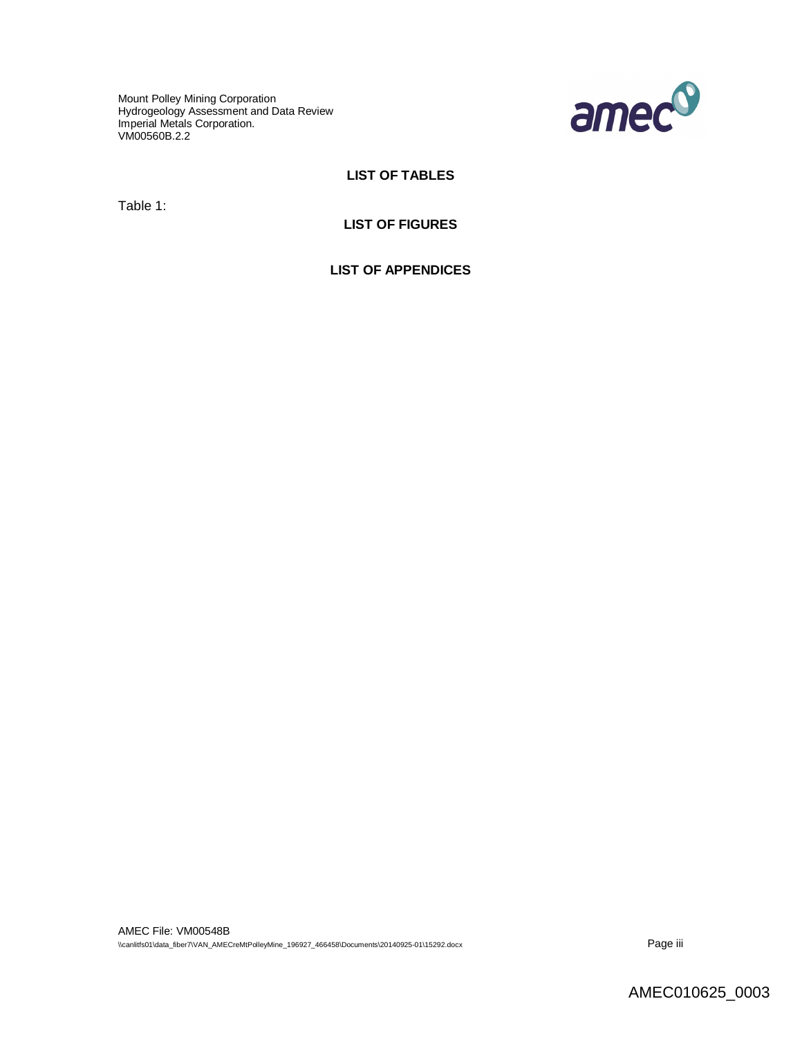## LIST OF TABLES

Table 1:

## LIST OF FIGURES

## LIST OF APPENDICES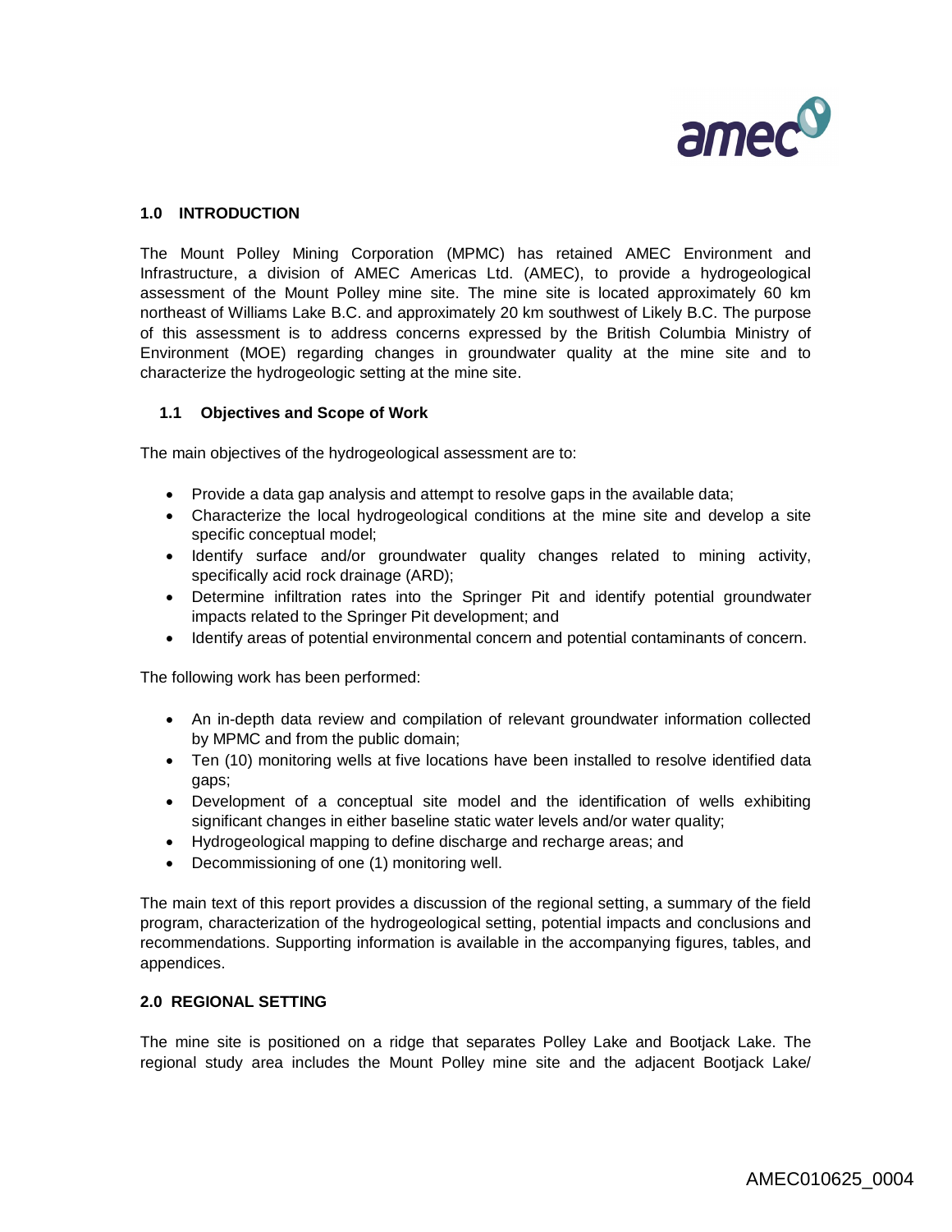## 1.0 INTRODUCTION

The Mount Polley Mining Corporation (MPMC) has retained AMEC Environment and Infrastructure, a division of AMEC Americas Ltd. (AMEC), to provide a hydrogeological assessment of the Mount Polley mine site. The mine site is located approximately 60 km northeast of Williams Lake B.C. and approximately 20 km southwest of Likely B.C. The purpose of this assessment is to address concerns expressed by the British Columbia Ministry of Environment (MOE) regarding changes in groundwater quality at the mine site and to characterize the hydrogeologic setting at the mine site.

### 1.1 Objectives and Scope of Work

The main objectives of the hydrogeological assessment are to:

- Provide a data gap analysis and attempt to resolve gaps in the available data;
- Characterize the local hydrogeological conditions at the mine site and develop a site specific conceptual model;
- Identify surface and/or groundwater quality changes related to mining activity, specifically acid rock drainage (ARD);
- Determine infiltration rates into the Springer Pit and identify potential groundwater impacts related to the Springer Pit development; and
- Identify areas of potential environmental concern and potential contaminants of concern.

The following work has been performed:

- An in-depth data review and compilation of relevant groundwater information collected by MPMC and from the public domain;
- Ten (10) monitoring wells at five locations have been installed to resolve identified data gaps;
- Development of a conceptual site model and the identification of wells exhibiting significant changes in either baseline static water levels and/or water quality;
- Hydrogeological mapping to define discharge and recharge areas; and
- Decommissioning of one (1) monitoring well.

The main text of this report provides a discussion of the regional setting, a summary of the field program, characterization of the hydrogeological setting, potential impacts and conclusions and recommendations. Supporting information is available in the accompanying figures, tables, and appendices.

## 2.0 REGIONAL SETTING

The mine site is positioned on a ridge that separates Polley Lake and Bootjack Lake. The regional study area includes the Mount Polley mine site and the adjacent Bootjack Lake/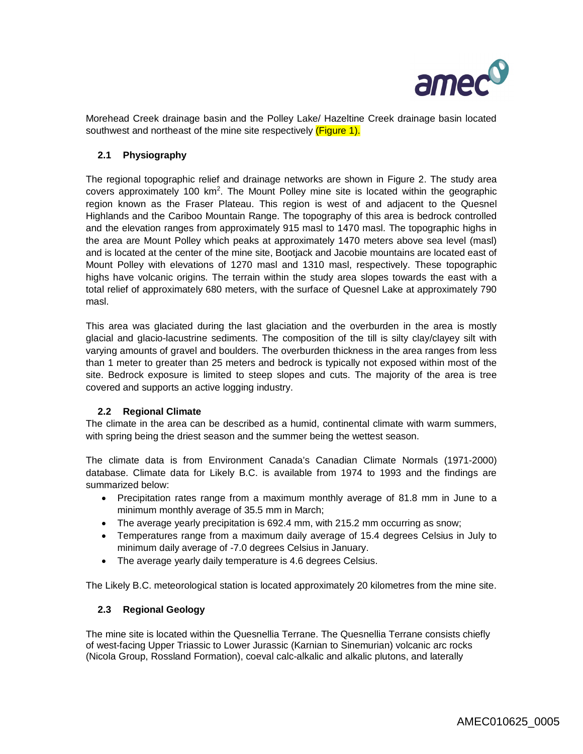Morehead Creek drainage basin and the Polley Lake/ Hazeltine Creek drainage basin located southwest and northeast of the mine site respectively (Figure 1).

### 2.1 Physiography

The regional topographic relief and drainage networks are shown in Figure 2. The study area covers approximately 100 $km^2$. The Mount Polley mine site is located within the geographic region known as the Fraser Plateau. This region is west of and adjacent to the Quesnel Highlands and the Cariboo Mountain Range. The topography of this area is bedrock controlled and the elevation ranges from approximately 915 masl to 1470 masl. The topographic highs in the area are Mount Polley which peaks at approximately 1470 meters above sea level (masl) and is located at the center of the mine site, Bootjack and Jacobie mountains are located east of Mount Polley with elevations of 1270 masl and 1310 masl, respectively. These topographic highs have volcanic origins. The terrain within the study area slopes towards the east with a total relief of approximately 680 meters, with the surface of Quesnel Lake at approximately 790 masl.

This area was glaciated during the last glaciation and the overburden in the area is mostly glacial and glacio-lacustrine sediments. The composition of the till is silty clay/clayey silt with varying amounts of gravel and boulders. The overburden thickness in the area ranges from less than 1 meter to greater than 25 meters and bedrock is typically not exposed within most of the site. Bedrock exposure is limited to steep slopes and cuts. The majority of the area is tree covered and supports an active logging industry.

### 2.2 Regional Climate

The climate in the area can be described as a humid, continental climate with warm summers, with spring being the driest season and the summer being the wettest season.

The climate data is from Environment Canada's Canadian Climate Normals (1971-2000) database. Climate data for Likely B.C. is available from 1974 to 1993 and the findings are summarized below:

- Precipitation rates range from a maximum monthly average of 81.8 mm in June to a minimum monthly average of 35.5 mm in March;
- The average yearly precipitation is 692.4 mm, with 215.2 mm occurring as snow;
- Temperatures range from a maximum daily average of 15.4 degrees Celsius in July to minimum daily average of -7.0 degrees Celsius in January.
- The average yearly daily temperature is 4.6 degrees Celsius.

The Likely B.C. meteorological station is located approximately 20 kilometres from the mine site.

### 2.3 Regional Geology

The mine site is located within the Quesnellia Terrane. The Quesnellia Terrane consists chiefly of west-facing Upper Triassic to Lower Jurassic (Karnian to Sinemurian) volcanic arc rocks (Nicola Group, Rossland Formation), coeval calc-alkalic and alkalic plutons, and laterally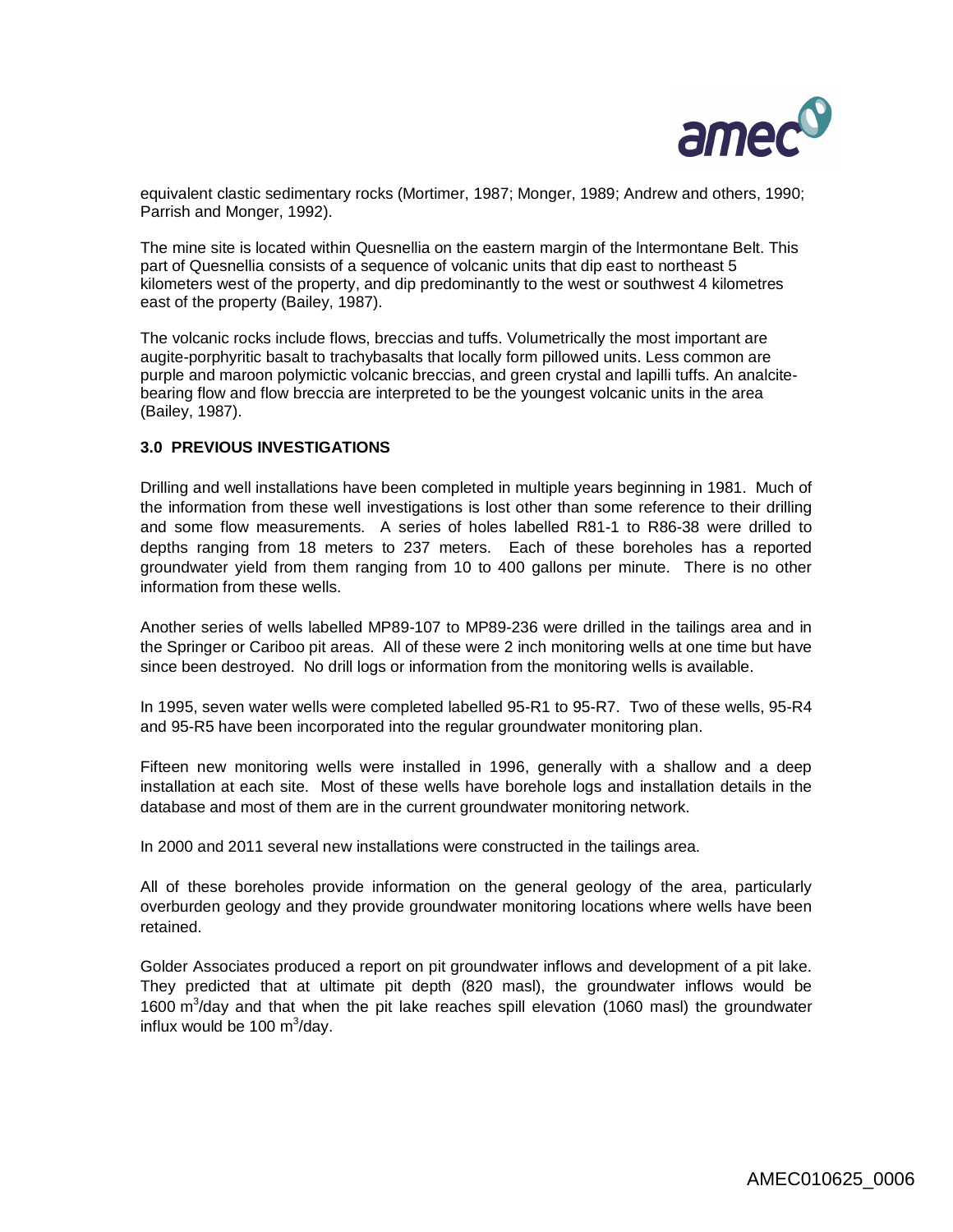equivalent clastic sedimentary rocks (Mortimer, 1987; Monger, 1989; Andrew and others, 1990; Parrish and Monger, 1992).

The mine site is located within Quesnellia on the eastern margin of the lntermontane Belt. This part of Quesnellia consists of a sequence of volcanic units that dip east to northeast 5 kilometers west of the property, and dip predominantly to the west or southwest 4 kilometres east of the property (Bailey, 1987).

The volcanic rocks include flows, breccias and tuffs. Volumetrically the most important are augite-porphyritic basalt to trachybasalts that locally form pillowed units. Less common are purple and maroon polymictic volcanic breccias, and green crystal and lapilli tuffs. An analcite-bearing flow and flow breccia are interpreted to be the youngest volcanic units in the area (Bailey, 1987).

## 3.0 PREVIOUS INVESTIGATIONS

Drilling and well installations have been completed in multiple years beginning in 1981. Much of the information from these well investigations is lost other than some reference to their drilling and some flow measurements. A series of holes labelled R81-1 to R86-38 were drilled to depths ranging from 18 meters to 237 meters. Each of these boreholes has a reported groundwater yield from them ranging from 10 to 400 gallons per minute. There is no other information from these wells.

Another series of wells labelled MP89-107 to MP89-236 were drilled in the tailings area and in the Springer or Cariboo pit areas. All of these were 2 inch monitoring wells at one time but have since been destroyed. No drill logs or information from the monitoring wells is available.

In 1995, seven water wells were completed labelled 95-R1 to 95-R7. Two of these wells, 95-R4 and 95-R5 have been incorporated into the regular groundwater monitoring plan.

Fifteen new monitoring wells were installed in 1996, generally with a shallow and a deep installation at each site. Most of these wells have borehole logs and installation details in the database and most of them are in the current groundwater monitoring network.

In 2000 and 2011 several new installations were constructed in the tailings area.

All of these boreholes provide information on the general geology of the area, particularly overburden geology and they provide groundwater monitoring locations where wells have been retained.

Golder Associates produced a report on pit groundwater inflows and development of a pit lake. They predicted that at ultimate pit depth (820 masl), the groundwater inflows would be 1600 $m^3$/day and that when the pit lake reaches spill elevation (1060 masl) the groundwater influx would be 100 $m^3$/day.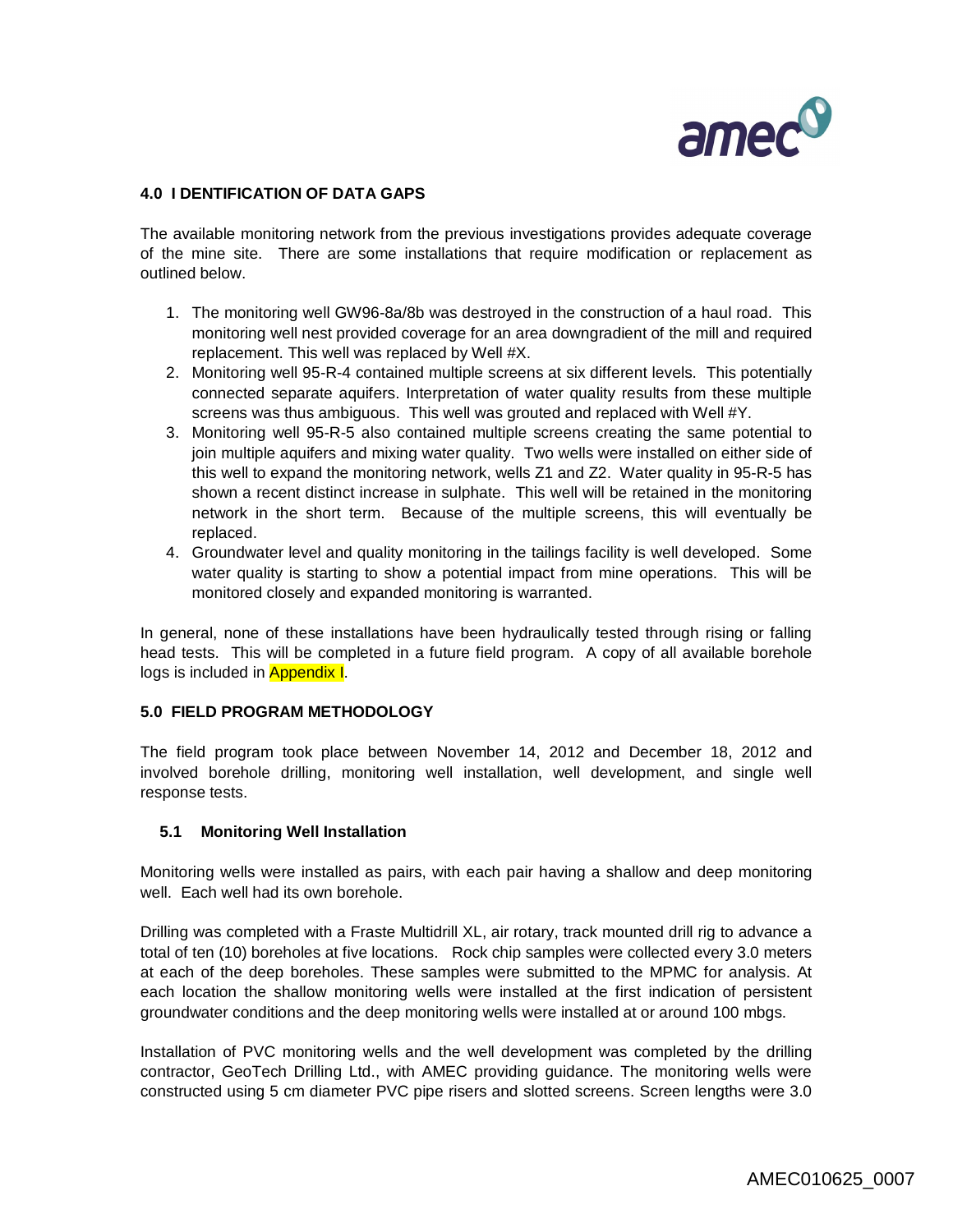## 4.0 I DENTIFICATION OF DATA GAPS

The available monitoring network from the previous investigations provides adequate coverage of the mine site. There are some installations that require modification or replacement as outlined below.

1. The monitoring well GW96-8a/8b was destroyed in the construction of a haul road. This monitoring well nest provided coverage for an area downgradient of the mill and required replacement. This well was replaced by Well #X.
2. Monitoring well 95-R-4 contained multiple screens at six different levels. This potentially connected separate aquifers. Interpretation of water quality results from these multiple screens was thus ambiguous. This well was grouted and replaced with Well #Y.
3. Monitoring well 95-R-5 also contained multiple screens creating the same potential to join multiple aquifers and mixing water quality. Two wells were installed on either side of this well to expand the monitoring network, wells Z1 and Z2. Water quality in 95-R-5 has shown a recent distinct increase in sulphate. This well will be retained in the monitoring network in the short term. Because of the multiple screens, this will eventually be replaced.
4. Groundwater level and quality monitoring in the tailings facility is well developed. Some water quality is starting to show a potential impact from mine operations. This will be monitored closely and expanded monitoring is warranted.

In general, none of these installations have been hydraulically tested through rising or falling head tests. This will be completed in a future field program. A copy of all available borehole logs is included in Appendix I.

## 5.0 FIELD PROGRAM METHODOLOGY

The field program took place between November 14, 2012 and December 18, 2012 and involved borehole drilling, monitoring well installation, well development, and single well response tests.

### 5.1 Monitoring Well Installation

Monitoring wells were installed as pairs, with each pair having a shallow and deep monitoring well. Each well had its own borehole.

Drilling was completed with a Fraste Multidrill XL, air rotary, track mounted drill rig to advance a total of ten (10) boreholes at five locations. Rock chip samples were collected every 3.0 meters at each of the deep boreholes. These samples were submitted to the MPMC for analysis. At each location the shallow monitoring wells were installed at the first indication of persistent groundwater conditions and the deep monitoring wells were installed at or around 100 mbgs.

Installation of PVC monitoring wells and the well development was completed by the drilling contractor, GeoTech Drilling Ltd., with AMEC providing guidance. The monitoring wells were constructed using 5 cm diameter PVC pipe risers and slotted screens. Screen lengths were 3.0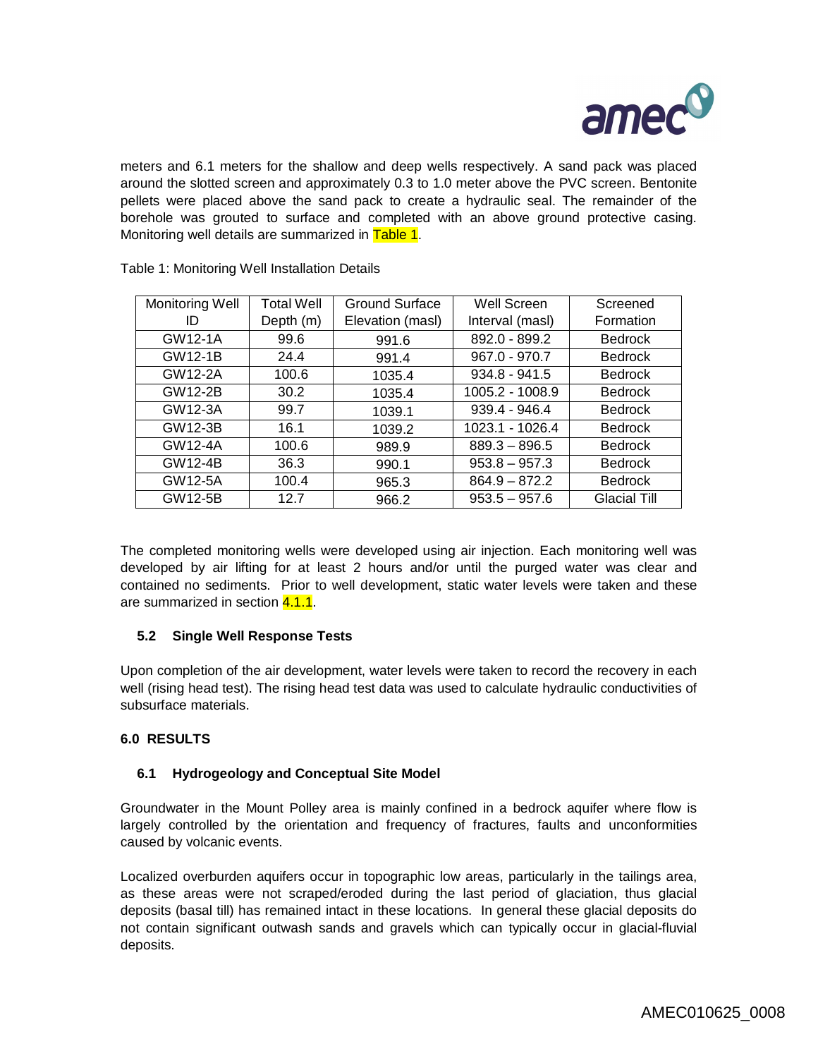meters and 6.1 meters for the shallow and deep wells respectively. A sand pack was placed around the slotted screen and approximately 0.3 to 1.0 meter above the PVC screen. Bentonite pellets were placed above the sand pack to create a hydraulic seal. The remainder of the borehole was grouted to surface and completed with an above ground protective casing. Monitoring well details are summarized in Table 1.

Table 1: Monitoring Well Installation Details

| Monitoring Well ID | Total Well Depth (m) | Ground Surface Elevation (masl) | Well Screen Interval (masl) | Screened Formation |
|---|---|---|---|---|
| GW12-1A | 99.6 | 991.6 | 892.0 - 899.2 | Bedrock |
| GW12-1B | 24.4 | 991.4 | 967.0 - 970.7 | Bedrock |
| GW12-2A | 100.6 | 1035.4 | 934.8 - 941.5 | Bedrock |
| GW12-2B | 30.2 | 1035.4 | 1005.2 - 1008.9 | Bedrock |
| GW12-3A | 99.7 | 1039.1 | 939.4 - 946.4 | Bedrock |
| GW12-3B | 16.1 | 1039.2 | 1023.1 - 1026.4 | Bedrock |
| GW12-4A | 100.6 | 989.9 | 889.3 – 896.5 | Bedrock |
| GW12-4B | 36.3 | 990.1 | 953.8 – 957.3 | Bedrock |
| GW12-5A | 100.4 | 965.3 | 864.9 – 872.2 | Bedrock |
| GW12-5B | 12.7 | 966.2 | 953.5 – 957.6 | Glacial Till |

The completed monitoring wells were developed using air injection. Each monitoring well was developed by air lifting for at least 2 hours and/or until the purged water was clear and contained no sediments. Prior to well development, static water levels were taken and these are summarized in section 4.1.1.

### 5.2 Single Well Response Tests

Upon completion of the air development, water levels were taken to record the recovery in each well (rising head test). The rising head test data was used to calculate hydraulic conductivities of subsurface materials.

## 6.0 RESULTS

### 6.1 Hydrogeology and Conceptual Site Model

Groundwater in the Mount Polley area is mainly confined in a bedrock aquifer where flow is largely controlled by the orientation and frequency of fractures, faults and unconformities caused by volcanic events.

Localized overburden aquifers occur in topographic low areas, particularly in the tailings area, as these areas were not scraped/eroded during the last period of glaciation, thus glacial deposits (basal till) has remained intact in these locations. In general these glacial deposits do not contain significant outwash sands and gravels which can typically occur in glacial-fluvial deposits.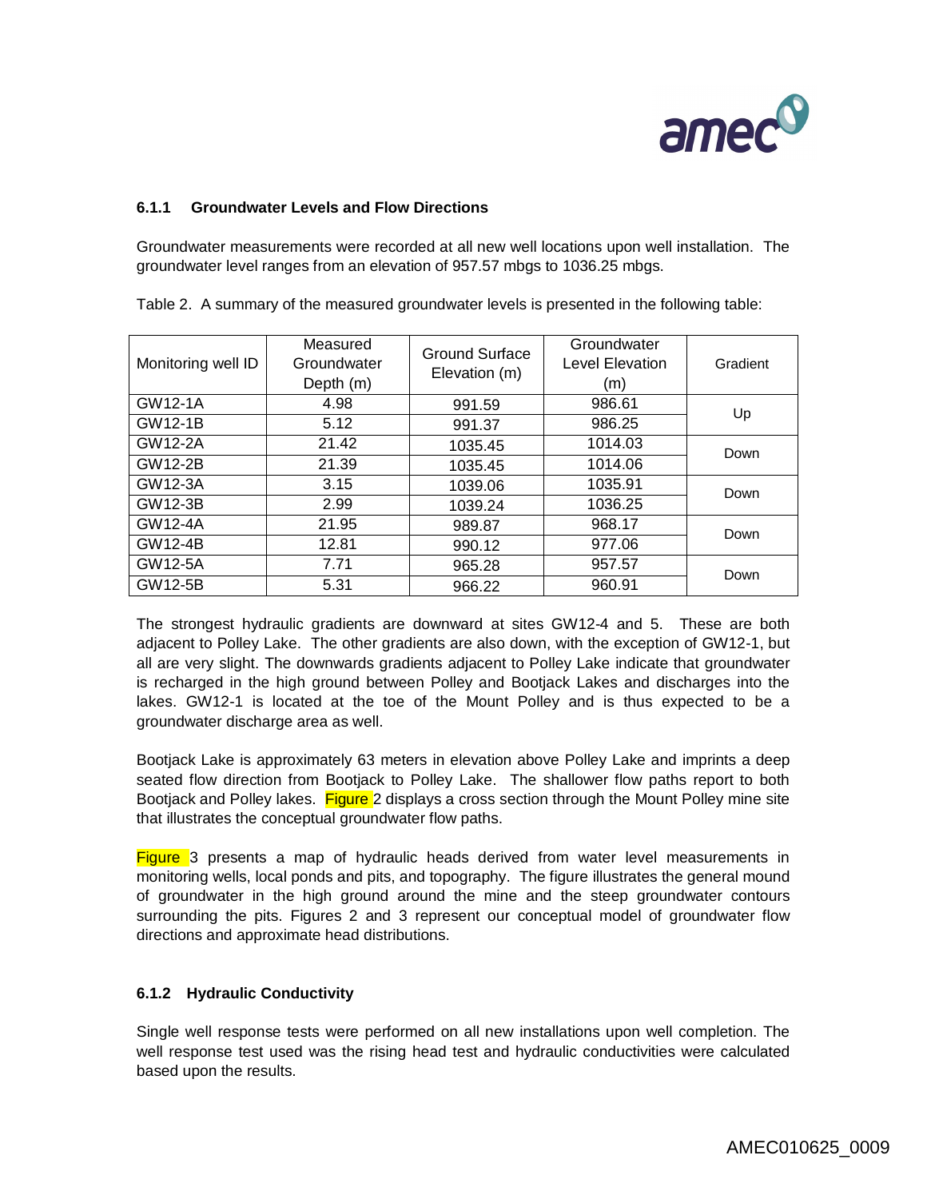### 6.1.1 Groundwater Levels and Flow Directions

Groundwater measurements were recorded at all new well locations upon well installation. The groundwater level ranges from an elevation of 957.57 mbgs to 1036.25 mbgs.

Table 2. A summary of the measured groundwater levels is presented in the following table:

| Monitoring well ID | Measured Groundwater Depth (m) | Ground Surface Elevation (m) | Groundwater Level Elevation (m) | Gradient |
|---|---|---|---|---|
| GW12-1A | 4.98 | 991.59 | 986.61 | Up |
| GW12-1B | 5.12 | 991.37 | 986.25 | |
| GW12-2A | 21.42 | 1035.45 | 1014.03 | Down |
| GW12-2B | 21.39 | 1035.45 | 1014.06 | |
| GW12-3A | 3.15 | 1039.06 | 1035.91 | Down |
| GW12-3B | 2.99 | 1039.24 | 1036.25 | |
| GW12-4A | 21.95 | 989.87 | 968.17 | Down |
| GW12-4B | 12.81 | 990.12 | 977.06 | |
| GW12-5A | 7.71 | 965.28 | 957.57 | Down |
| GW12-5B | 5.31 | 966.22 | 960.91 | |

The strongest hydraulic gradients are downward at sites GW12-4 and 5. These are both adjacent to Polley Lake. The other gradients are also down, with the exception of GW12-1, but all are very slight. The downwards gradients adjacent to Polley Lake indicate that groundwater is recharged in the high ground between Polley and Bootjack Lakes and discharges into the lakes. GW12-1 is located at the toe of the Mount Polley and is thus expected to be a groundwater discharge area as well.

Bootjack Lake is approximately 63 meters in elevation above Polley Lake and imprints a deep seated flow direction from Bootjack to Polley Lake. The shallower flow paths report to both Bootjack and Polley lakes. Figure 2 displays a cross section through the Mount Polley mine site that illustrates the conceptual groundwater flow paths.

Figure 3 presents a map of hydraulic heads derived from water level measurements in monitoring wells, local ponds and pits, and topography. The figure illustrates the general mound of groundwater in the high ground around the mine and the steep groundwater contours surrounding the pits. Figures 2 and 3 represent our conceptual model of groundwater flow directions and approximate head distributions.

### 6.1.2 Hydraulic Conductivity

Single well response tests were performed on all new installations upon well completion. The well response test used was the rising head test and hydraulic conductivities were calculated based upon the results.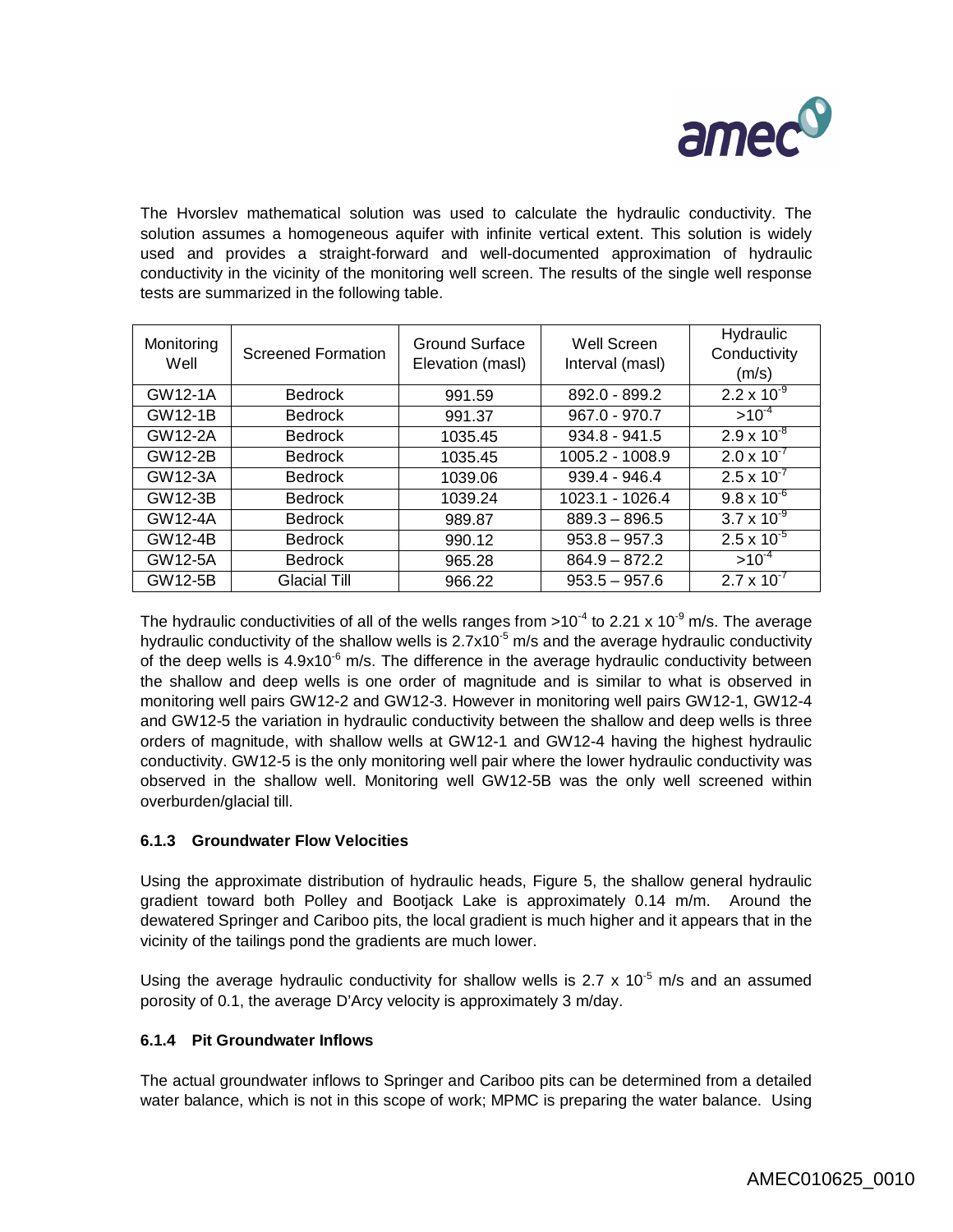The Hvorslev mathematical solution was used to calculate the hydraulic conductivity. The solution assumes a homogeneous aquifer with infinite vertical extent. This solution is widely used and provides a straight-forward and well-documented approximation of hydraulic conductivity in the vicinity of the monitoring well screen. The results of the single well response tests are summarized in the following table.

| Monitoring Well | Screened Formation | Ground Surface Elevation (masl) | Well Screen Interval (masl) | Hydraulic Conductivity (m/s) |
|---|---|---|---|---|
| GW12-1A | Bedrock | 991.59 | 892.0 - 899.2 | $2.2 \times 10^{-9}$ |
| GW12-1B | Bedrock | 991.37 | 967.0 - 970.7 | $>10^{-4}$ |
| GW12-2A | Bedrock | 1035.45 | 934.8 - 941.5 | $2.9 \times 10^{-8}$ |
| GW12-2B | Bedrock | 1035.45 | 1005.2 - 1008.9 | $2.0 \times 10^{-7}$ |
| GW12-3A | Bedrock | 1039.06 | 939.4 - 946.4 | $2.5 \times 10^{-7}$ |
| GW12-3B | Bedrock | 1039.24 | 1023.1 - 1026.4 | $9.8 \times 10^{-6}$ |
| GW12-4A | Bedrock | 989.87 | 889.3 – 896.5 | $3.7 \times 10^{-9}$ |
| GW12-4B | Bedrock | 990.12 | 953.8 – 957.3 | $2.5 \times 10^{-5}$ |
| GW12-5A | Bedrock | 965.28 | 864.9 – 872.2 | $>10^{-4}$ |
| GW12-5B | Glacial Till | 966.22 | 953.5 – 957.6 | $2.7 \times 10^{-7}$ |

The hydraulic conductivities of all of the wells ranges from $>10^{-4}$ to $2.21 \times 10^{-9}$ m/s. The average hydraulic conductivity of the shallow wells is $2.7 \times 10^{-5}$ m/s and the average hydraulic conductivity of the deep wells is $4.9 \times 10^{-6}$ m/s. The difference in the average hydraulic conductivity between the shallow and deep wells is one order of magnitude and is similar to what is observed in monitoring well pairs GW12-2 and GW12-3. However in monitoring well pairs GW12-1, GW12-4 and GW12-5 the variation in hydraulic conductivity between the shallow and deep wells is three orders of magnitude, with shallow wells at GW12-1 and GW12-4 having the highest hydraulic conductivity. GW12-5 is the only monitoring well pair where the lower hydraulic conductivity was observed in the shallow well. Monitoring well GW12-5B was the only well screened within overburden/glacial till.

### 6.1.3 Groundwater Flow Velocities

Using the approximate distribution of hydraulic heads, Figure 5, the shallow general hydraulic gradient toward both Polley and Bootjack Lake is approximately 0.14 m/m. Around the dewatered Springer and Cariboo pits, the local gradient is much higher and it appears that in the vicinity of the tailings pond the gradients are much lower.

Using the average hydraulic conductivity for shallow wells is $2.7 \times 10^{-5}$ m/s and an assumed porosity of 0.1, the average D'Arcy velocity is approximately 3 m/day.

### 6.1.4 Pit Groundwater Inflows

The actual groundwater inflows to Springer and Cariboo pits can be determined from a detailed water balance, which is not in this scope of work; MPMC is preparing the water balance. Using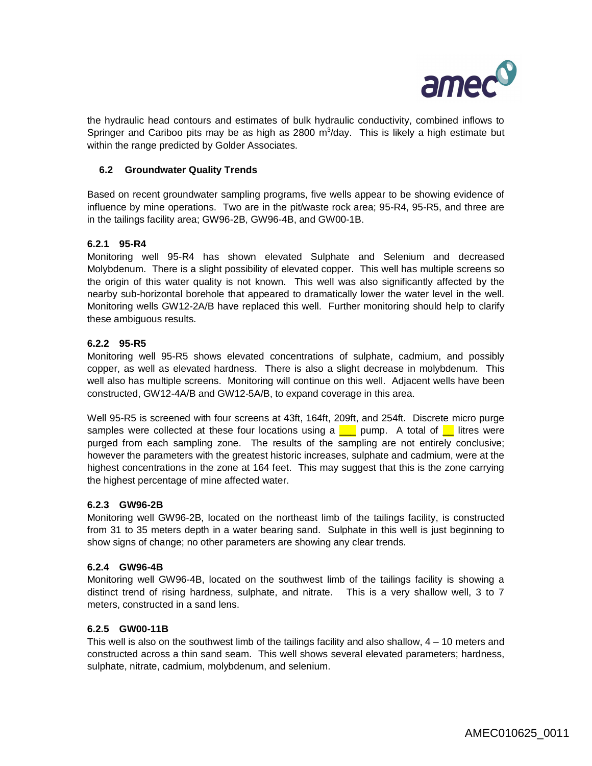the hydraulic head contours and estimates of bulk hydraulic conductivity, combined inflows to Springer and Cariboo pits may be as high as 2800 $m^3$/day. This is likely a high estimate but within the range predicted by Golder Associates.

## 6.2 Groundwater Quality Trends

Based on recent groundwater sampling programs, five wells appear to be showing evidence of influence by mine operations. Two are in the pit/waste rock area; 95-R4, 95-R5, and three are in the tailings facility area; GW96-2B, GW96-4B, and GW00-1B.

### 6.2.1 95-R4

Monitoring well 95-R4 has shown elevated Sulphate and Selenium and decreased Molybdenum. There is a slight possibility of elevated copper. This well has multiple screens so the origin of this water quality is not known. This well was also significantly affected by the nearby sub-horizontal borehole that appeared to dramatically lower the water level in the well. Monitoring wells GW12-2A/B have replaced this well. Further monitoring should help to clarify these ambiguous results.

### 6.2.2 95-R5

Monitoring well 95-R5 shows elevated concentrations of sulphate, cadmium, and possibly copper, as well as elevated hardness. There is also a slight decrease in molybdenum. This well also has multiple screens. Monitoring will continue on this well. Adjacent wells have been constructed, GW12-4A/B and GW12-5A/B, to expand coverage in this area.

Well 95-R5 is screened with four screens at 43ft, 164ft, 209ft, and 254ft. Discrete micro purge samples were collected at these four locations using a ___ pump. A total of __ litres were purged from each sampling zone. The results of the sampling are not entirely conclusive; however the parameters with the greatest historic increases, sulphate and cadmium, were at the highest concentrations in the zone at 164 feet. This may suggest that this is the zone carrying the highest percentage of mine affected water.

### 6.2.3 GW96-2B

Monitoring well GW96-2B, located on the northeast limb of the tailings facility, is constructed from 31 to 35 meters depth in a water bearing sand. Sulphate in this well is just beginning to show signs of change; no other parameters are showing any clear trends.

### 6.2.4 GW96-4B

Monitoring well GW96-4B, located on the southwest limb of the tailings facility is showing a distinct trend of rising hardness, sulphate, and nitrate. This is a very shallow well, 3 to 7 meters, constructed in a sand lens.

### 6.2.5 GW00-11B

This well is also on the southwest limb of the tailings facility and also shallow, 4 – 10 meters and constructed across a thin sand seam. This well shows several elevated parameters; hardness, sulphate, nitrate, cadmium, molybdenum, and selenium.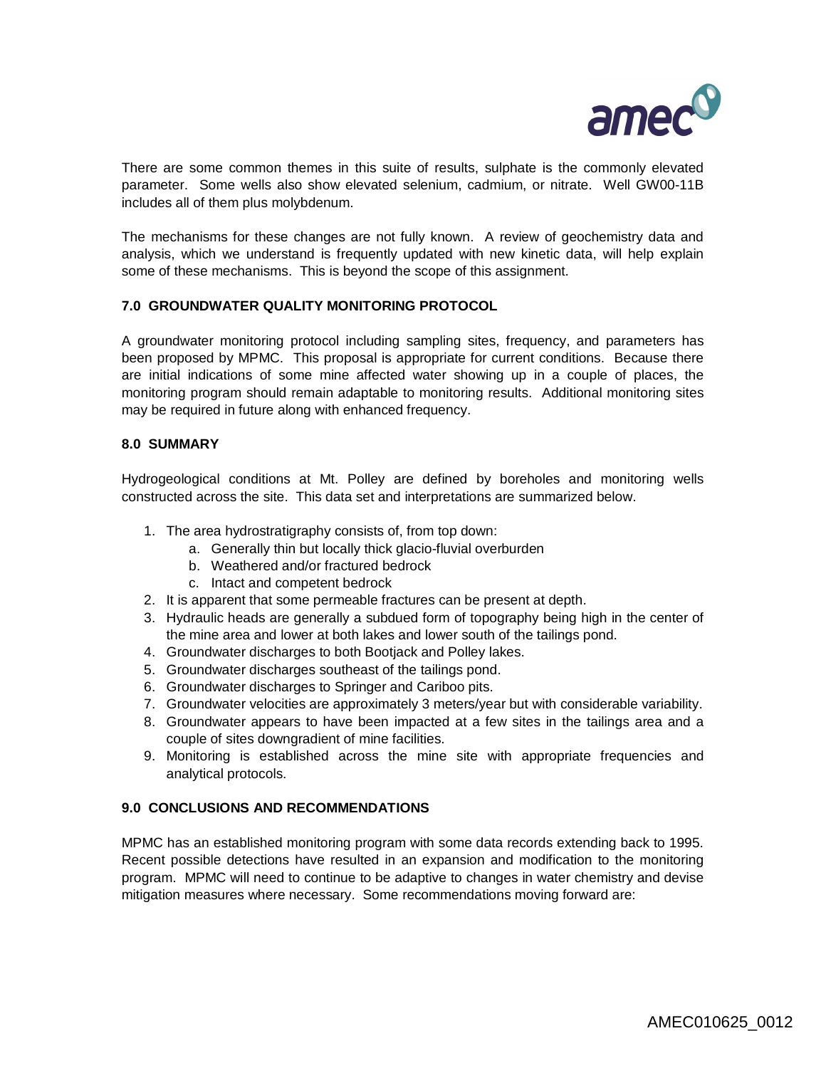There are some common themes in this suite of results, sulphate is the commonly elevated parameter. Some wells also show elevated selenium, cadmium, or nitrate. Well GW00-11B includes all of them plus molybdenum.

The mechanisms for these changes are not fully known. A review of geochemistry data and analysis, which we understand is frequently updated with new kinetic data, will help explain some of these mechanisms. This is beyond the scope of this assignment.

## 7.0 GROUNDWATER QUALITY MONITORING PROTOCOL

A groundwater monitoring protocol including sampling sites, frequency, and parameters has been proposed by MPMC. This proposal is appropriate for current conditions. Because there are initial indications of some mine affected water showing up in a couple of places, the monitoring program should remain adaptable to monitoring results. Additional monitoring sites may be required in future along with enhanced frequency.

## 8.0 SUMMARY

Hydrogeological conditions at Mt. Polley are defined by boreholes and monitoring wells constructed across the site. This data set and interpretations are summarized below.

1. The area hydrostratigraphy consists of, from top down:
    a. Generally thin but locally thick glacio-fluvial overburden
    b. Weathered and/or fractured bedrock
    c. Intact and competent bedrock
2. It is apparent that some permeable fractures can be present at depth.
3. Hydraulic heads are generally a subdued form of topography being high in the center of the mine area and lower at both lakes and lower south of the tailings pond.
4. Groundwater discharges to both Bootjack and Polley lakes.
5. Groundwater discharges southeast of the tailings pond.
6. Groundwater discharges to Springer and Cariboo pits.
7. Groundwater velocities are approximately 3 meters/year but with considerable variability.
8. Groundwater appears to have been impacted at a few sites in the tailings area and a couple of sites downgradient of mine facilities.
9. Monitoring is established across the mine site with appropriate frequencies and analytical protocols.

## 9.0 CONCLUSIONS AND RECOMMENDATIONS

MPMC has an established monitoring program with some data records extending back to 1995. Recent possible detections have resulted in an expansion and modification to the monitoring program. MPMC will need to continue to be adaptive to changes in water chemistry and devise mitigation measures where necessary. Some recommendations moving forward are: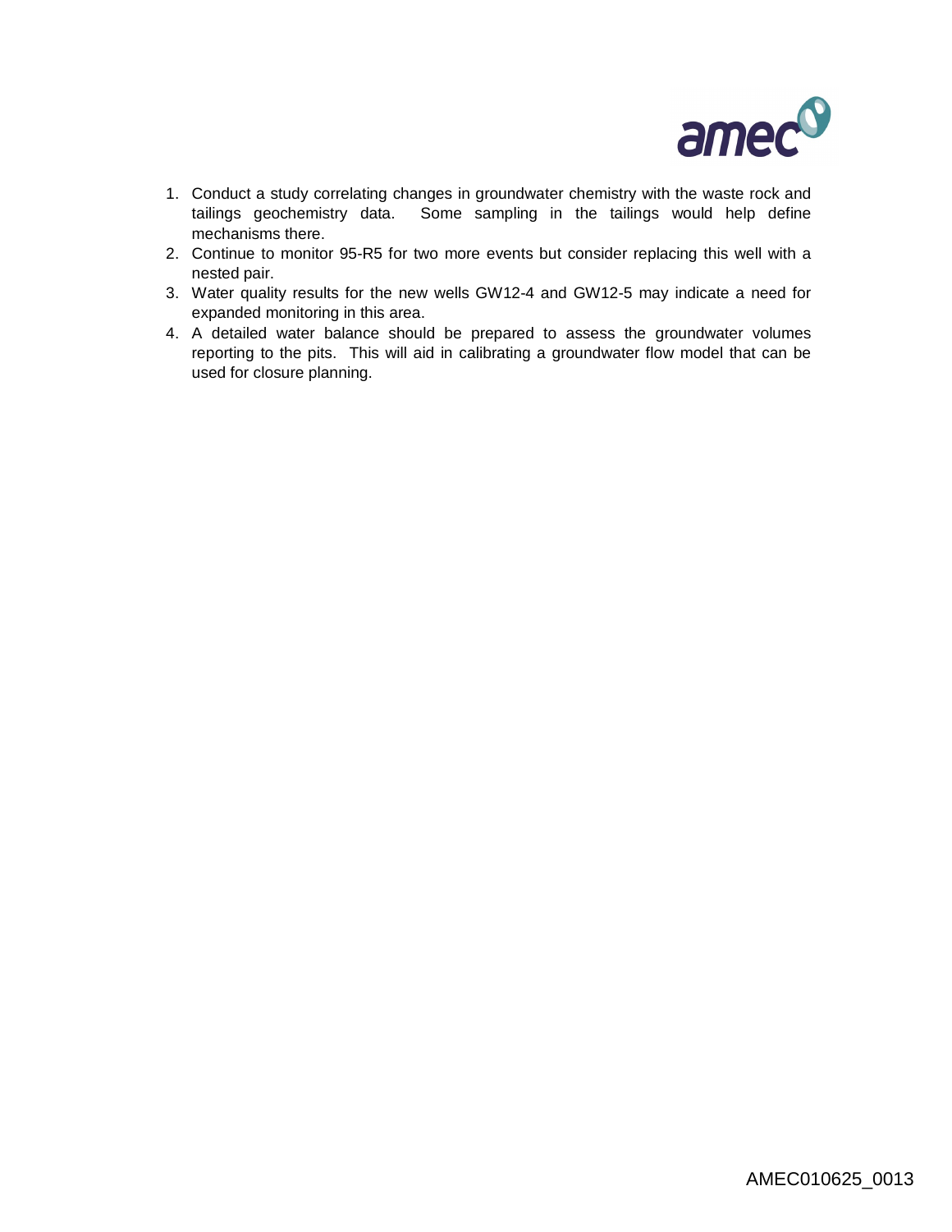1. Conduct a study correlating changes in groundwater chemistry with the waste rock and tailings geochemistry data. Some sampling in the tailings would help define mechanisms there.
2. Continue to monitor 95-R5 for two more events but consider replacing this well with a nested pair.
3. Water quality results for the new wells GW12-4 and GW12-5 may indicate a need for expanded monitoring in this area.
4. A detailed water balance should be prepared to assess the groundwater volumes reporting to the pits. This will aid in calibrating a groundwater flow model that can be used for closure planning.